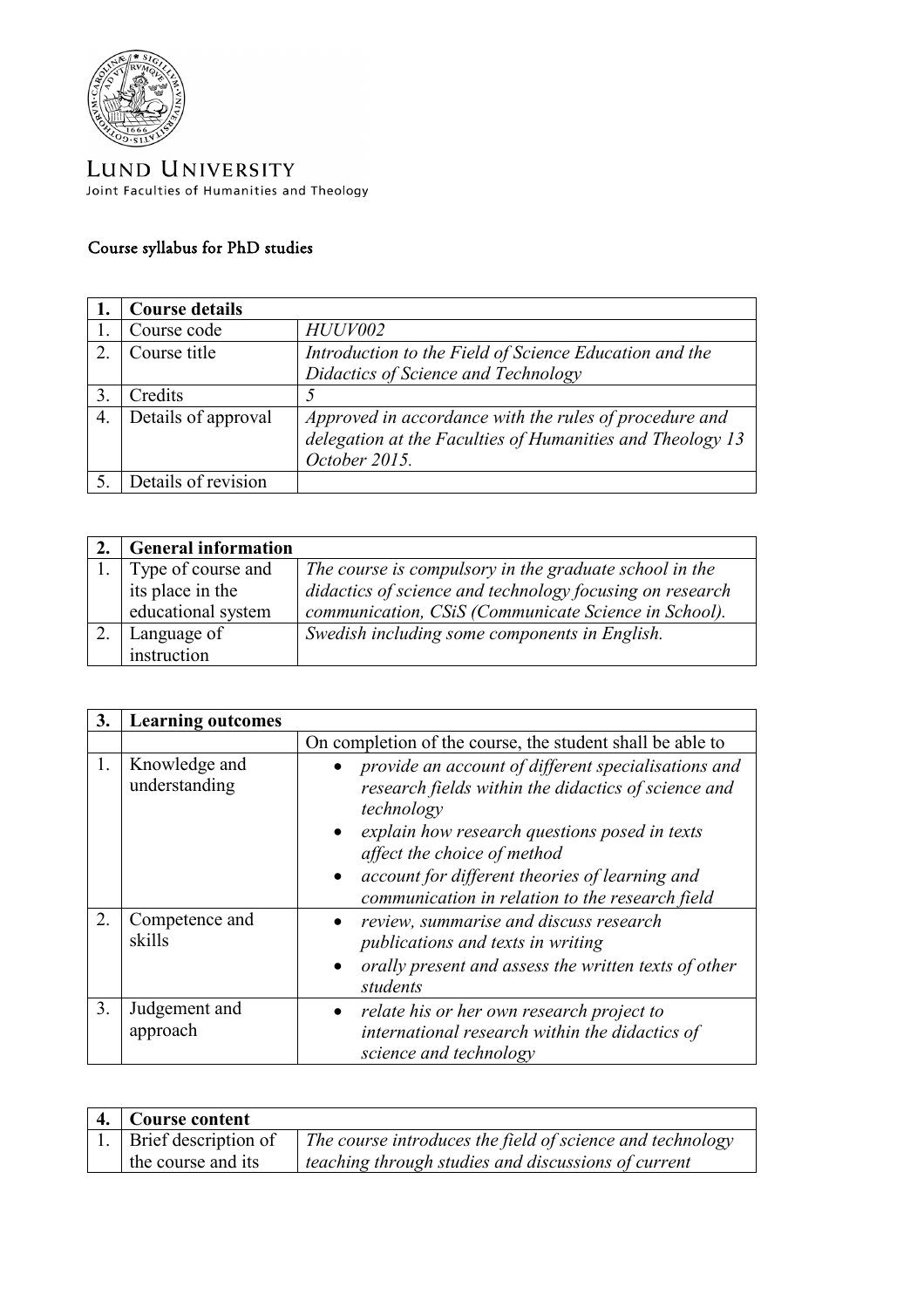LUND UNIVERSITY
Joint Faculties of Humanities and Theology

# Course syllabus for PhD studies

| 1. | **Course details** | |
|---|---|---|
| 1. | Course code | *HUUV002* |
| 2. | Course title | *Introduction to the Field of Science Education and the Didactics of Science and Technology* |
| 3. | Credits | *5* |
| 4. | Details of approval | *Approved in accordance with the rules of procedure and delegation at the Faculties of Humanities and Theology 13 October 2015.* |
| 5. | Details of revision | |

| 2. | **General information** | |
|---|---|---|
| 1. | Type of course and its place in the educational system | *The course is compulsory in the graduate school in the didactics of science and technology focusing on research communication, CSiS (Communicate Science in School).* |
| 2. | Language of instruction | *Swedish including some components in English.* |

| 3. | **Learning outcomes** | |
|---|---|---|
| | | On completion of the course, the student shall be able to |
| 1. | Knowledge and understanding | • *provide an account of different specialisations and research fields within the didactics of science and technology* <br> • *explain how research questions posed in texts affect the choice of method* <br> • *account for different theories of learning and communication in relation to the research field* |
| 2. | Competence and skills | • *review, summarise and discuss research publications and texts in writing* <br> • *orally present and assess the written texts of other students* |
| 3. | Judgement and approach | • *relate his or her own research project to international research within the didactics of science and technology* |

| 4. | **Course content** | |
|---|---|---|
| 1. | Brief description of the course and its | *The course introduces the field of science and technology teaching through studies and discussions of current* |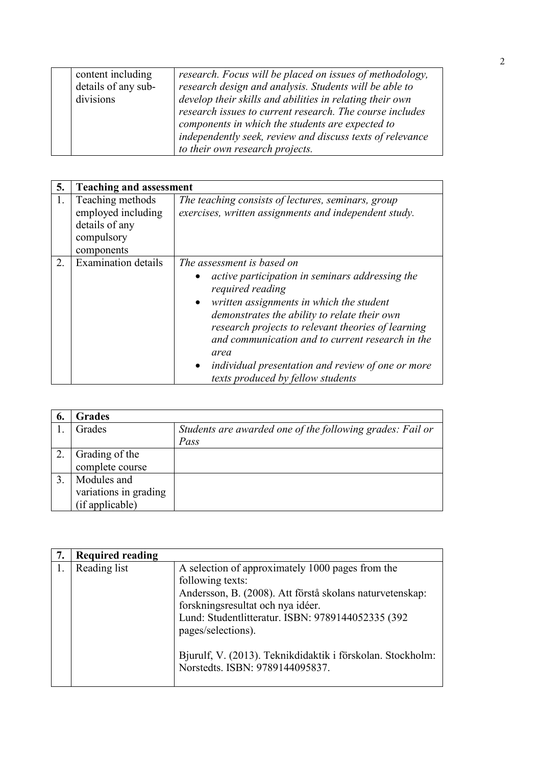|  | content including details of any sub-divisions | *research. Focus will be placed on issues of methodology, research design and analysis. Students will be able to develop their skills and abilities in relating their own research issues to current research. The course includes components in which the students are expected to independently seek, review and discuss texts of relevance to their own research projects.* |
|---|---|---|

| 5. | **Teaching and assessment** | |
|---|---|---|
| 1. | Teaching methods employed including details of any compulsory components | *The teaching consists of lectures, seminars, group exercises, written assignments and independent study.* |
| 2. | Examination details | *The assessment is based on*<br>• *active participation in seminars addressing the required reading*<br>• *written assignments in which the student demonstrates the ability to relate their own research projects to relevant theories of learning and communication and to current research in the area*<br>• *individual presentation and review of one or more texts produced by fellow students* |

| 6. | **Grades** | |
|---|---|---|
| 1. | Grades | *Students are awarded one of the following grades: Fail or Pass* |
| 2. | Grading of the complete course | |
| 3. | Modules and variations in grading (if applicable) | |

| 7. | **Required reading** | |
|---|---|---|
| 1. | Reading list | A selection of approximately 1000 pages from the following texts:<br>Andersson, B. (2008). Att förstå skolans naturvetenskap: forskningsresultat och nya idéer.<br>Lund: Studentlitteratur. ISBN: 9789144052335 (392 pages/selections).<br><br>Bjurulf, V. (2013). Teknikdidaktik i förskolan. Stockholm: Norstedts. ISBN: 9789144095837. |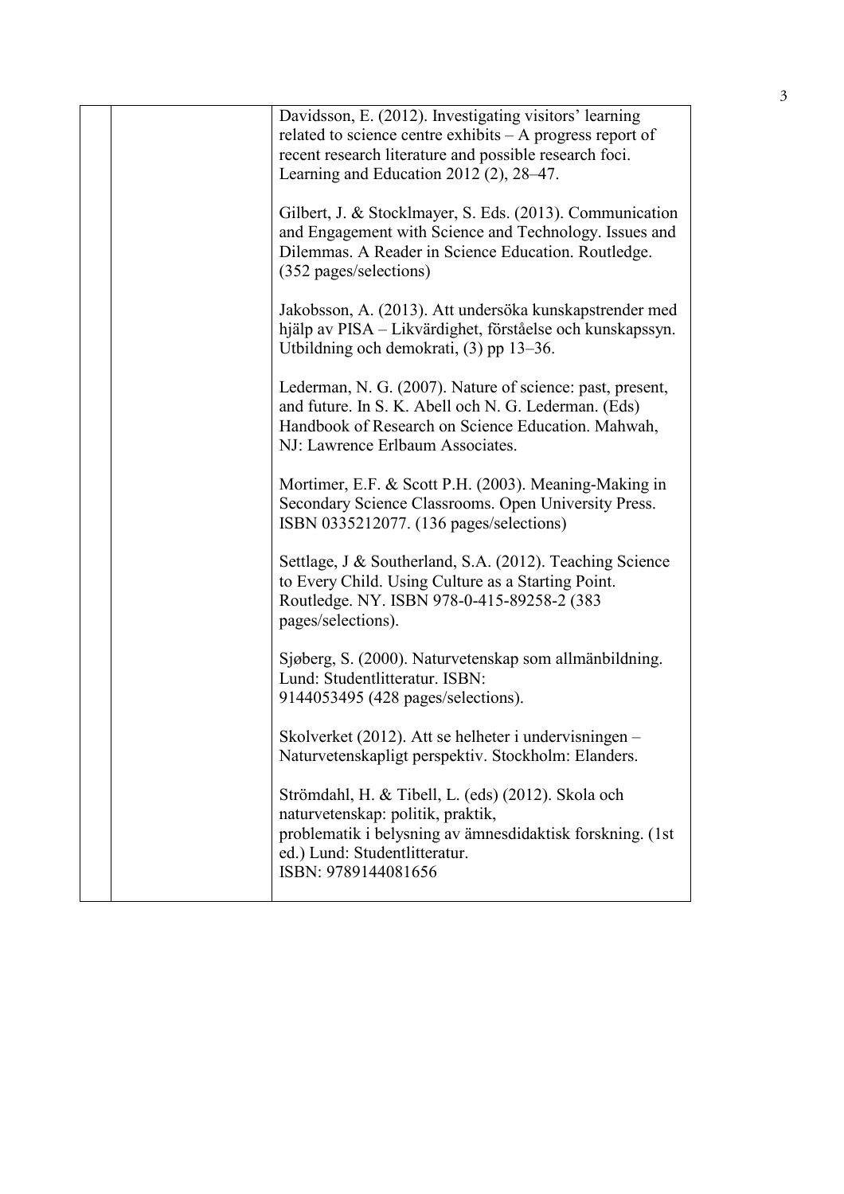| | | |
|---|---|---|
| | | Davidsson, E. (2012). Investigating visitors' learning related to science centre exhibits – A progress report of recent research literature and possible research foci. Learning and Education 2012 (2), 28–47.<br><br>Gilbert, J. & Stocklmayer, S. Eds. (2013). Communication and Engagement with Science and Technology. Issues and Dilemmas. A Reader in Science Education. Routledge. (352 pages/selections)<br><br>Jakobsson, A. (2013). Att undersöka kunskapstrender med hjälp av PISA – Likvärdighet, förståelse och kunskapssyn. Utbildning och demokrati, (3) pp 13–36.<br><br>Lederman, N. G. (2007). Nature of science: past, present, and future. In S. K. Abell och N. G. Lederman. (Eds) Handbook of Research on Science Education. Mahwah, NJ: Lawrence Erlbaum Associates.<br><br>Mortimer, E.F. & Scott P.H. (2003). Meaning-Making in Secondary Science Classrooms. Open University Press. ISBN 0335212077. (136 pages/selections)<br><br>Settlage, J & Southerland, S.A. (2012). Teaching Science to Every Child. Using Culture as a Starting Point. Routledge. NY. ISBN 978-0-415-89258-2 (383 pages/selections).<br><br>Sjøberg, S. (2000). Naturvetenskap som allmänbildning. Lund: Studentlitteratur. ISBN: 9144053495 (428 pages/selections).<br><br>Skolverket (2012). Att se helheter i undervisningen – Naturvetenskapligt perspektiv. Stockholm: Elanders.<br><br>Strömdahl, H. & Tibell, L. (eds) (2012). Skola och naturvetenskap: politik, praktik, problematik i belysning av ämnesdidaktisk forskning. (1st ed.) Lund: Studentlitteratur. ISBN: 9789144081656 |